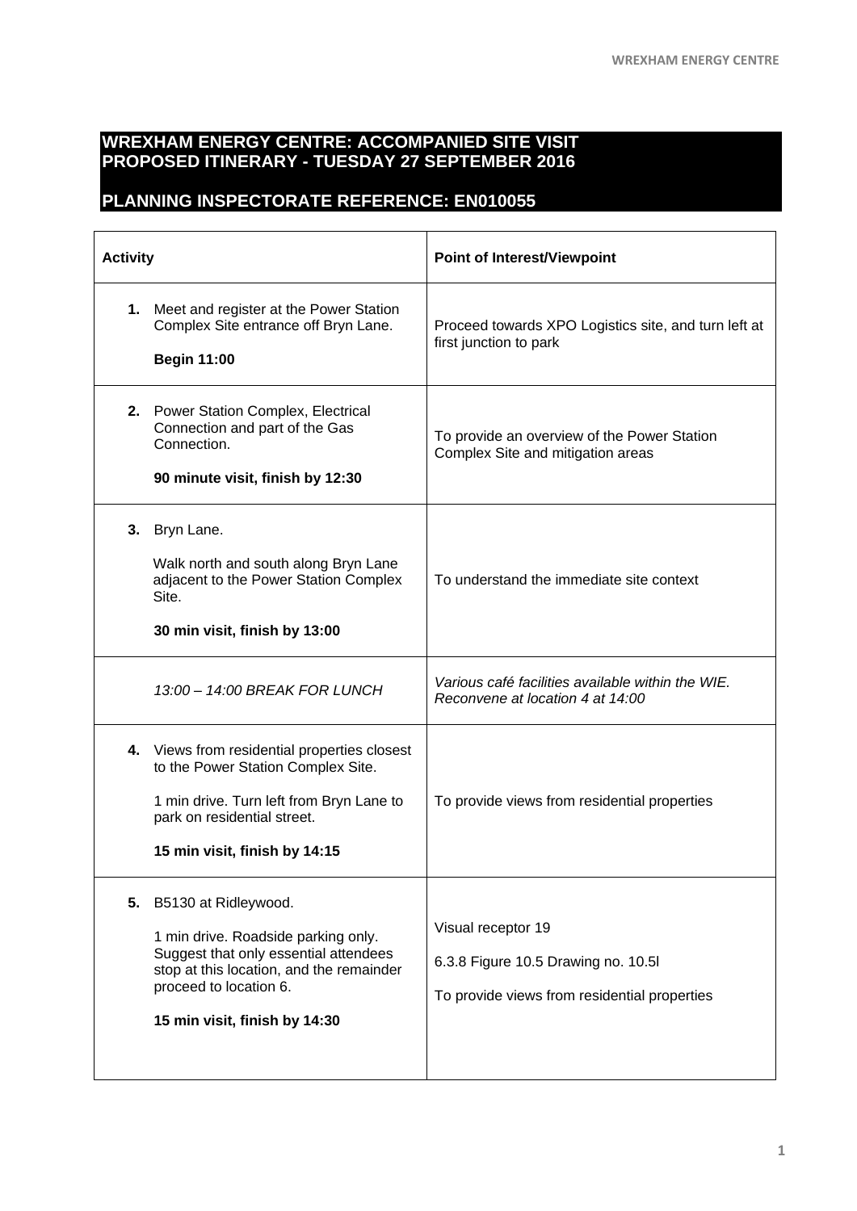## WREXHAM ENERGY CENTRE: ACCOMPANIED SITE VISIT PROPOSED ITINERARY - TUESDAY 27 SEPTEMBER 2016

## PLANNING INSPECTORATE REFERENCE: EN010055

| Activity | Point of Interest/Viewpoint |
|---|---|
| **1.** Meet and register at the Power Station Complex Site entrance off Bryn Lane.<br><br>**Begin 11:00** | Proceed towards XPO Logistics site, and turn left at first junction to park |
| **2.** Power Station Complex, Electrical Connection and part of the Gas Connection.<br><br>**90 minute visit, finish by 12:30** | To provide an overview of the Power Station Complex Site and mitigation areas |
| **3.** Bryn Lane.<br><br>Walk north and south along Bryn Lane adjacent to the Power Station Complex Site.<br><br>**30 min visit, finish by 13:00** | To understand the immediate site context |
| *13:00 – 14:00 BREAK FOR LUNCH* | *Various café facilities available within the WIE. Reconvene at location 4 at 14:00* |
| **4.** Views from residential properties closest to the Power Station Complex Site.<br><br>1 min drive. Turn left from Bryn Lane to park on residential street.<br><br>**15 min visit, finish by 14:15** | To provide views from residential properties |
| **5.** B5130 at Ridleywood.<br><br>1 min drive. Roadside parking only. Suggest that only essential attendees stop at this location, and the remainder proceed to location 6.<br><br>**15 min visit, finish by 14:30** | Visual receptor 19<br><br>6.3.8 Figure 10.5 Drawing no. 10.5l<br><br>To provide views from residential properties |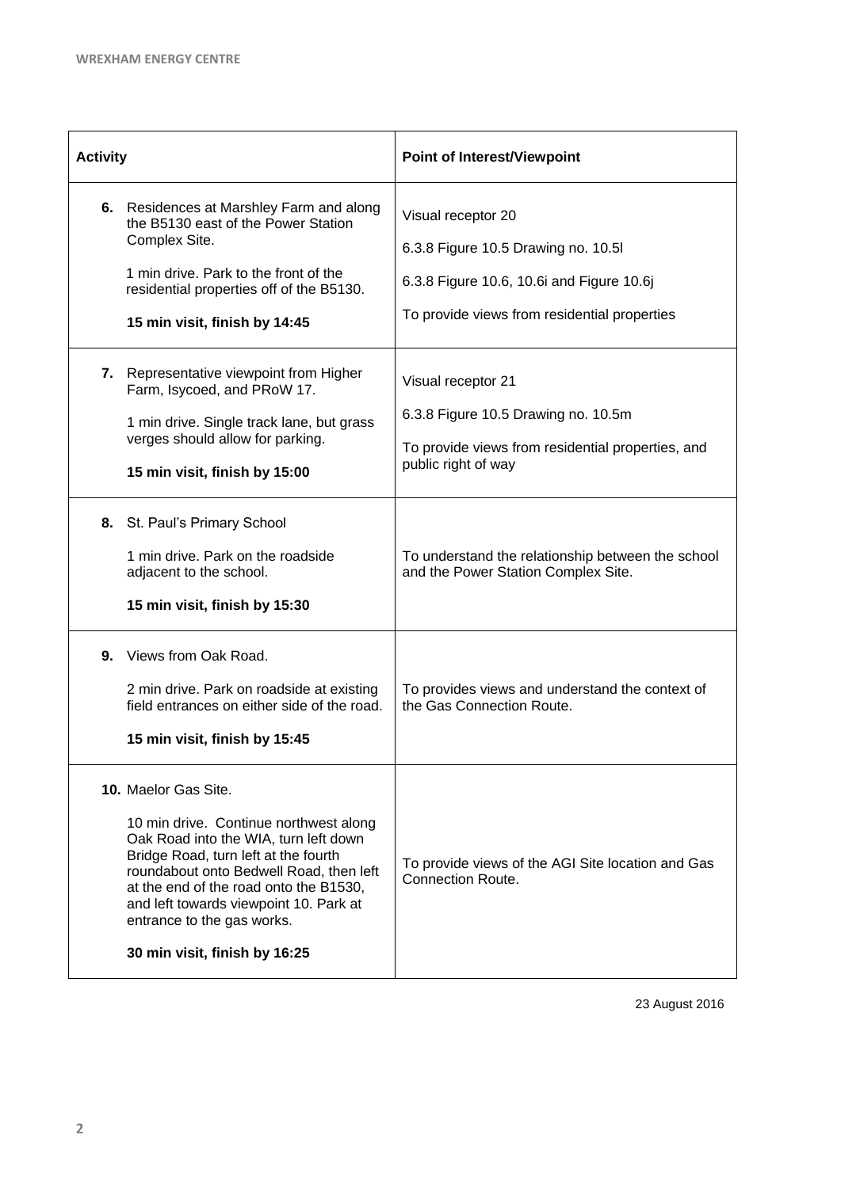| Activity | Point of Interest/Viewpoint |
|---|---|
| **6.** Residences at Marshley Farm and along the B5130 east of the Power Station Complex Site.<br><br>1 min drive. Park to the front of the residential properties off of the B5130.<br><br>**15 min visit, finish by 14:45** | Visual receptor 20<br><br>6.3.8 Figure 10.5 Drawing no. 10.5l<br><br>6.3.8 Figure 10.6, 10.6i and Figure 10.6j<br><br>To provide views from residential properties |
| **7.** Representative viewpoint from Higher Farm, Isycoed, and PRoW 17.<br><br>1 min drive. Single track lane, but grass verges should allow for parking.<br><br>**15 min visit, finish by 15:00** | Visual receptor 21<br><br>6.3.8 Figure 10.5 Drawing no. 10.5m<br><br>To provide views from residential properties, and public right of way |
| **8.** St. Paul's Primary School<br><br>1 min drive. Park on the roadside adjacent to the school.<br><br>**15 min visit, finish by 15:30** | To understand the relationship between the school and the Power Station Complex Site. |
| **9.** Views from Oak Road.<br><br>2 min drive. Park on roadside at existing field entrances on either side of the road.<br><br>**15 min visit, finish by 15:45** | To provides views and understand the context of the Gas Connection Route. |
| **10.** Maelor Gas Site.<br><br>10 min drive. Continue northwest along Oak Road into the WIA, turn left down Bridge Road, turn left at the fourth roundabout onto Bedwell Road, then left at the end of the road onto the B1530, and left towards viewpoint 10. Park at entrance to the gas works.<br><br>**30 min visit, finish by 16:25** | To provide views of the AGI Site location and Gas Connection Route. |

23 August 2016